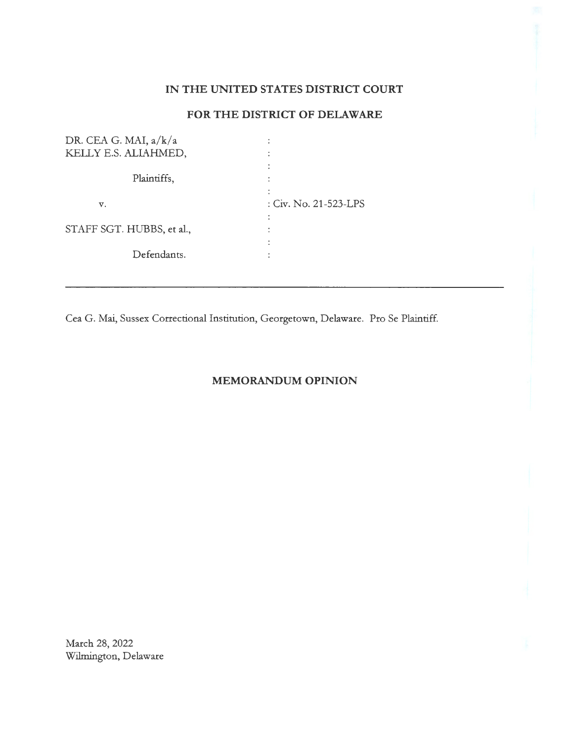**IN THE UNITED STATES DISTRICT COURT**

**FOR THE DISTRICT OF DELAWARE**

| | |
|---|---|
| DR. CEA G. MAI, a/k/a KELLY E.S. ALIAHMED, | : |
| Plaintiffs, | : |
| v. | : Civ. No. 21-523-LPS |
| STAFF SGT. HUBBS, et al., | : |
| Defendants. | : |

---

Cea G. Mai, Sussex Correctional Institution, Georgetown, Delaware. Pro Se Plaintiff.

**MEMORANDUM OPINION**

March 28, 2022
Wilmington, Delaware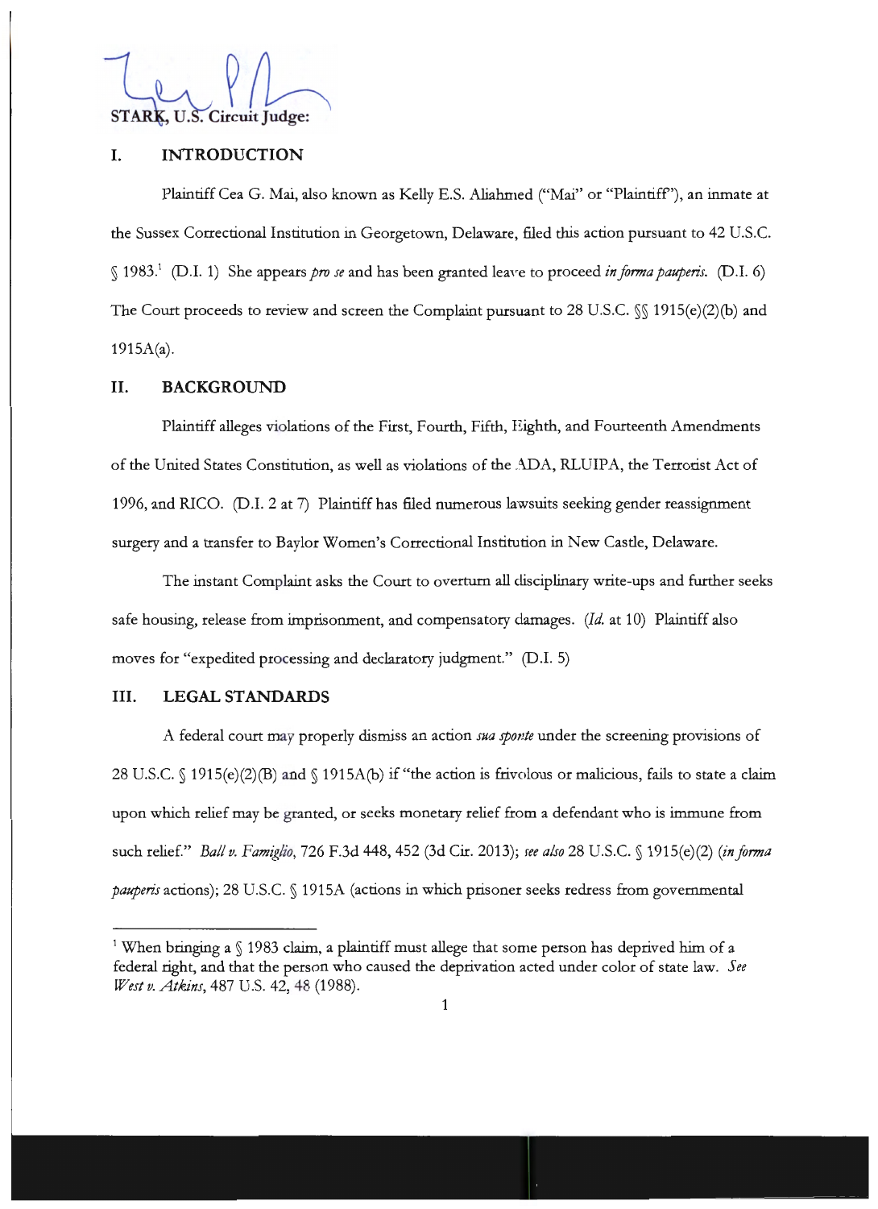STARK, U.S. Circuit Judge:

## I. INTRODUCTION

Plaintiff Cea G. Mai, also known as Kelly E.S. Aliahmed ("Mai" or "Plaintiff"), an inmate at the Sussex Correctional Institution in Georgetown, Delaware, filed this action pursuant to 42 U.S.C. § 1983.[1] (D.I. 1) She appears *pro se* and has been granted leave to proceed *in forma pauperis*. (D.I. 6) The Court proceeds to review and screen the Complaint pursuant to 28 U.S.C. §§ 1915(e)(2)(b) and 1915A(a).

## II. BACKGROUND

Plaintiff alleges violations of the First, Fourth, Fifth, Eighth, and Fourteenth Amendments of the United States Constitution, as well as violations of the ADA, RLUIPA, the Terrorist Act of 1996, and RICO. (D.I. 2 at 7) Plaintiff has filed numerous lawsuits seeking gender reassignment surgery and a transfer to Baylor Women's Correctional Institution in New Castle, Delaware.

The instant Complaint asks the Court to overturn all disciplinary write-ups and further seeks safe housing, release from imprisonment, and compensatory damages. (*Id.* at 10) Plaintiff also moves for "expedited processing and declaratory judgment." (D.I. 5)

## III. LEGAL STANDARDS

A federal court may properly dismiss an action *sua sponte* under the screening provisions of 28 U.S.C. § 1915(e)(2)(B) and § 1915A(b) if "the action is frivolous or malicious, fails to state a claim upon which relief may be granted, or seeks monetary relief from a defendant who is immune from such relief." *Ball v. Famiglio*, 726 F.3d 448, 452 (3d Cir. 2013); *see also* 28 U.S.C. § 1915(e)(2) (*in forma pauperis* actions); 28 U.S.C. § 1915A (actions in which prisoner seeks redress from governmental

---

[1] When bringing a § 1983 claim, a plaintiff must allege that some person has deprived him of a federal right, and that the person who caused the deprivation acted under color of state law. *See West v. Atkins*, 487 U.S. 42, 48 (1988).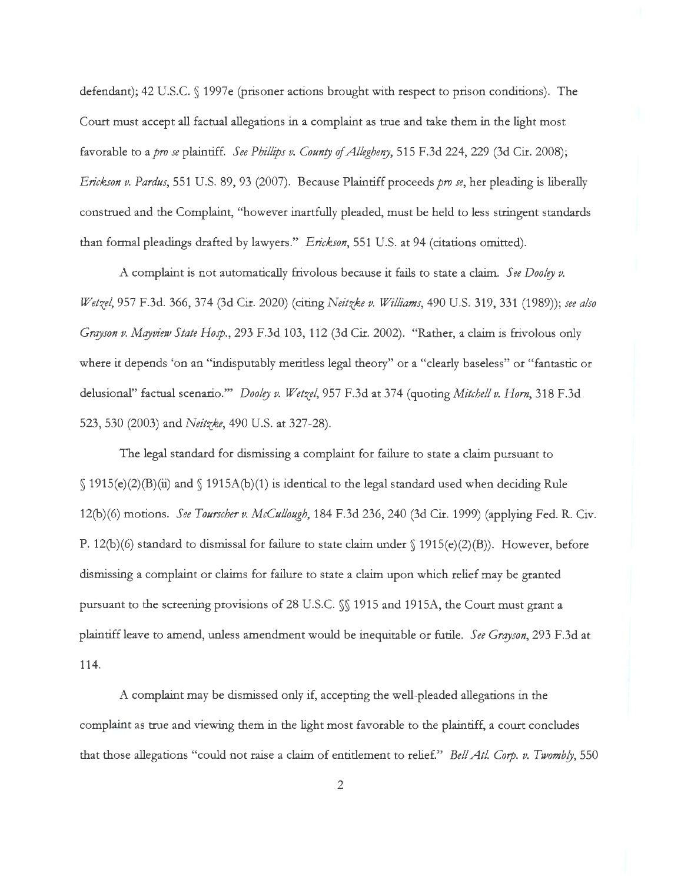defendant); 42 U.S.C. § 1997e (prisoner actions brought with respect to prison conditions). The Court must accept all factual allegations in a complaint as true and take them in the light most favorable to a *pro se* plaintiff. *See Phillips v. County of Allegheny*, 515 F.3d 224, 229 (3d Cir. 2008); *Erickson v. Pardus*, 551 U.S. 89, 93 (2007). Because Plaintiff proceeds *pro se*, her pleading is liberally construed and the Complaint, "however inartfully pleaded, must be held to less stringent standards than formal pleadings drafted by lawyers." *Erickson*, 551 U.S. at 94 (citations omitted).

A complaint is not automatically frivolous because it fails to state a claim. *See Dooley v. Wetzel*, 957 F.3d. 366, 374 (3d Cir. 2020) (citing *Neitzke v. Williams*, 490 U.S. 319, 331 (1989)); *see also Grayson v. Mayview State Hosp.*, 293 F.3d 103, 112 (3d Cir. 2002). "Rather, a claim is frivolous only where it depends 'on an "indisputably meritless legal theory" or a "clearly baseless" or "fantastic or delusional" factual scenario.'" *Dooley v. Wetzel*, 957 F.3d at 374 (quoting *Mitchell v. Horn*, 318 F.3d 523, 530 (2003) and *Neitzke*, 490 U.S. at 327-28).

The legal standard for dismissing a complaint for failure to state a claim pursuant to § 1915(e)(2)(B)(ii) and § 1915A(b)(1) is identical to the legal standard used when deciding Rule 12(b)(6) motions. *See Tourscher v. McCullough*, 184 F.3d 236, 240 (3d Cir. 1999) (applying Fed. R. Civ. P. 12(b)(6) standard to dismissal for failure to state claim under § 1915(e)(2)(B)). However, before dismissing a complaint or claims for failure to state a claim upon which relief may be granted pursuant to the screening provisions of 28 U.S.C. §§ 1915 and 1915A, the Court must grant a plaintiff leave to amend, unless amendment would be inequitable or futile. *See Grayson*, 293 F.3d at 114.

A complaint may be dismissed only if, accepting the well-pleaded allegations in the complaint as true and viewing them in the light most favorable to the plaintiff, a court concludes that those allegations "could not raise a claim of entitlement to relief." *Bell Atl. Corp. v. Twombly*, 550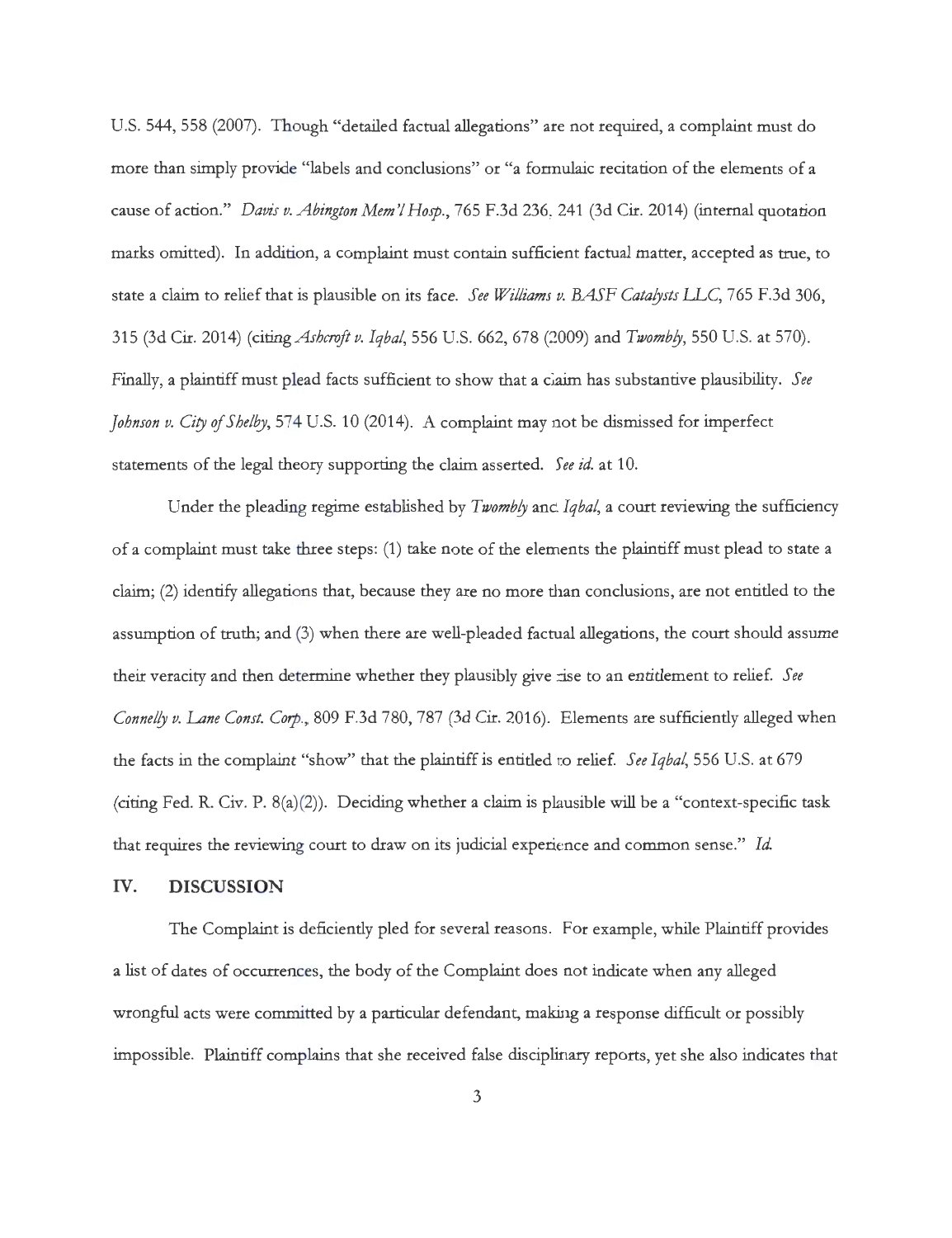U.S. 544, 558 (2007). Though "detailed factual allegations" are not required, a complaint must do more than simply provide "labels and conclusions" or "a formulaic recitation of the elements of a cause of action." *Davis v. Abington Mem'l Hosp.*, 765 F.3d 236, 241 (3d Cir. 2014) (internal quotation marks omitted). In addition, a complaint must contain sufficient factual matter, accepted as true, to state a claim to relief that is plausible on its face. *See Williams v. BASF Catalysts LLC*, 765 F.3d 306, 315 (3d Cir. 2014) (citing *Ashcroft v. Iqbal*, 556 U.S. 662, 678 (2009) and *Twombly*, 550 U.S. at 570). Finally, a plaintiff must plead facts sufficient to show that a claim has substantive plausibility. *See Johnson v. City of Shelby*, 574 U.S. 10 (2014). A complaint may not be dismissed for imperfect statements of the legal theory supporting the claim asserted. *See id.* at 10.

Under the pleading regime established by *Twombly* and *Iqbal*, a court reviewing the sufficiency of a complaint must take three steps: (1) take note of the elements the plaintiff must plead to state a claim; (2) identify allegations that, because they are no more than conclusions, are not entitled to the assumption of truth; and (3) when there are well-pleaded factual allegations, the court should assume their veracity and then determine whether they plausibly give rise to an entitlement to relief. *See Connelly v. Lane Const. Corp.*, 809 F.3d 780, 787 (3d Cir. 2016). Elements are sufficiently alleged when the facts in the complaint "show" that the plaintiff is entitled to relief. *See Iqbal*, 556 U.S. at 679 (citing Fed. R. Civ. P. 8(a)(2)). Deciding whether a claim is plausible will be a "context-specific task that requires the reviewing court to draw on its judicial experience and common sense." *Id.*

## IV. DISCUSSION

The Complaint is deficiently pled for several reasons. For example, while Plaintiff provides a list of dates of occurrences, the body of the Complaint does not indicate when any alleged wrongful acts were committed by a particular defendant, making a response difficult or possibly impossible. Plaintiff complains that she received false disciplinary reports, yet she also indicates that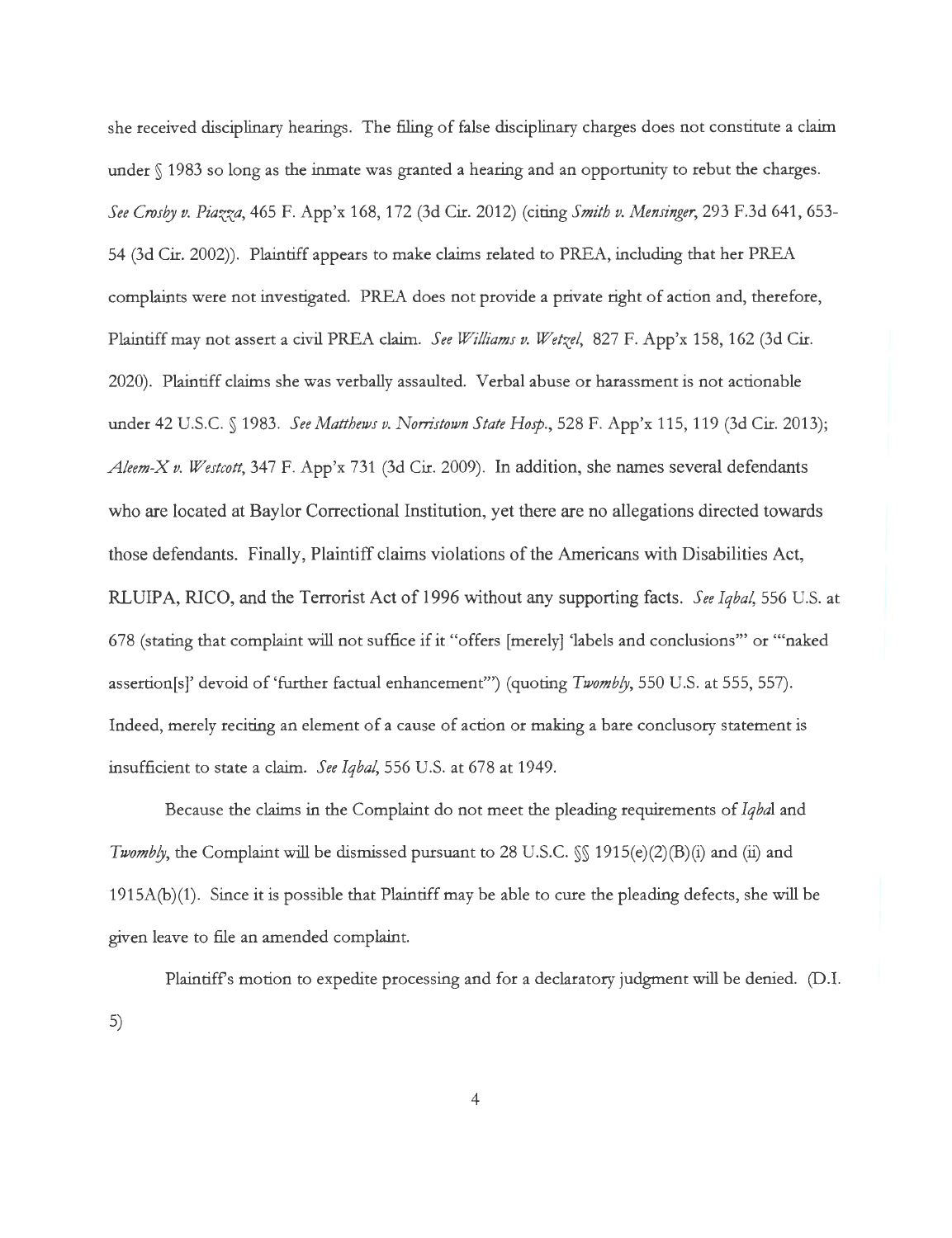she received disciplinary hearings. The filing of false disciplinary charges does not constitute a claim under § 1983 so long as the inmate was granted a hearing and an opportunity to rebut the charges. *See Crosby v. Piazza*, 465 F. App'x 168, 172 (3d Cir. 2012) (citing *Smith v. Mensinger*, 293 F.3d 641, 653-54 (3d Cir. 2002)). Plaintiff appears to make claims related to PREA, including that her PREA complaints were not investigated. PREA does not provide a private right of action and, therefore, Plaintiff may not assert a civil PREA claim. *See Williams v. Wetzel*, 827 F. App'x 158, 162 (3d Cir. 2020). Plaintiff claims she was verbally assaulted. Verbal abuse or harassment is not actionable under 42 U.S.C. § 1983. *See Matthews v. Norristown State Hosp.*, 528 F. App'x 115, 119 (3d Cir. 2013); *Aleem-X v. Westcott*, 347 F. App'x 731 (3d Cir. 2009). In addition, she names several defendants who are located at Baylor Correctional Institution, yet there are no allegations directed towards those defendants. Finally, Plaintiff claims violations of the Americans with Disabilities Act, RLUIPA, RICO, and the Terrorist Act of 1996 without any supporting facts. *See Iqbal*, 556 U.S. at 678 (stating that complaint will not suffice if it "offers [merely] 'labels and conclusions'" or "'naked assertion[s]' devoid of 'further factual enhancement'") (quoting *Twombly*, 550 U.S. at 555, 557). Indeed, merely reciting an element of a cause of action or making a bare conclusory statement is insufficient to state a claim. *See Iqbal*, 556 U.S. at 678 at 1949.

Because the claims in the Complaint do not meet the pleading requirements of *Iqbal* and *Twombly*, the Complaint will be dismissed pursuant to 28 U.S.C. §§ 1915(e)(2)(B)(i) and (ii) and 1915A(b)(1). Since it is possible that Plaintiff may be able to cure the pleading defects, she will be given leave to file an amended complaint.

Plaintiff's motion to expedite processing and for a declaratory judgment will be denied. (D.I. 5)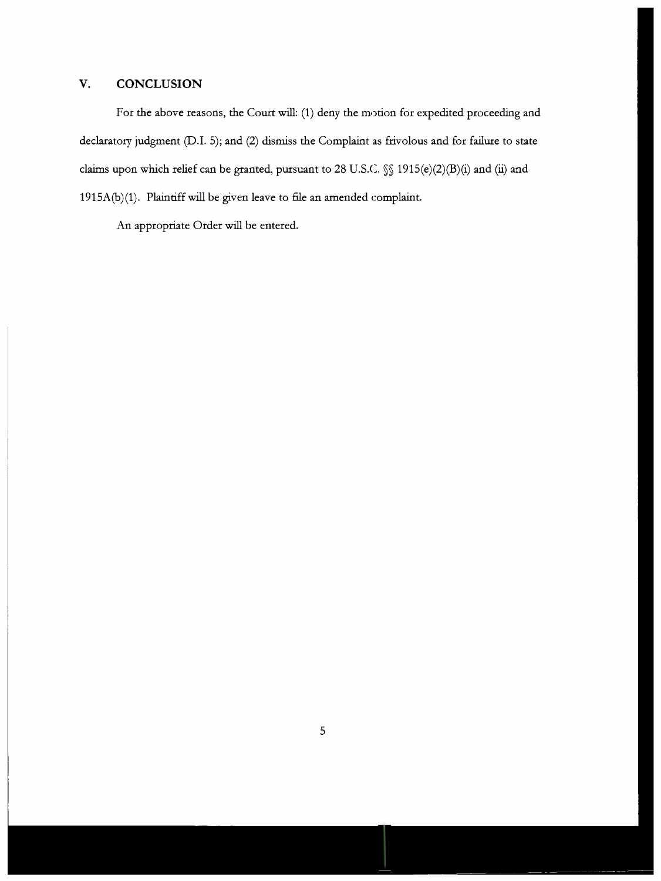## V. CONCLUSION

For the above reasons, the Court will: (1) deny the motion for expedited proceeding and declaratory judgment (D.I. 5); and (2) dismiss the Complaint as frivolous and for failure to state claims upon which relief can be granted, pursuant to 28 U.S.C. §§ 1915(e)(2)(B)(i) and (ii) and 1915A(b)(1). Plaintiff will be given leave to file an amended complaint.

An appropriate Order will be entered.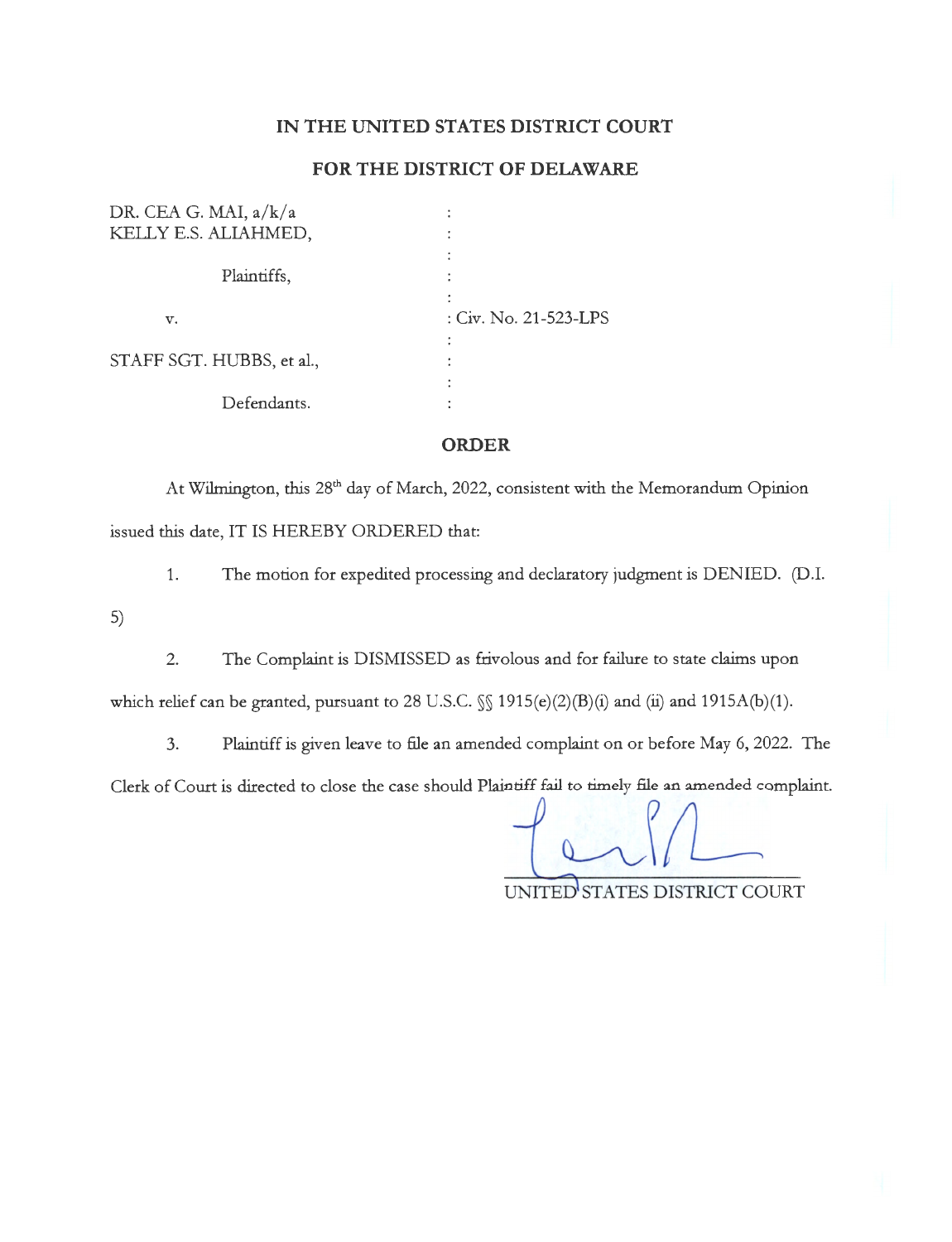IN THE UNITED STATES DISTRICT COURT

FOR THE DISTRICT OF DELAWARE

| | |
|---|---|
| DR. CEA G. MAI, a/k/a KELLY E.S. ALIAHMED, | : |
| Plaintiffs, | : |
| v. | : Civ. No. 21-523-LPS |
| STAFF SGT. HUBBS, et al., | : |
| Defendants. | : |

## ORDER

At Wilmington, this 28th day of March, 2022, consistent with the Memorandum Opinion issued this date, IT IS HEREBY ORDERED that:

1. The motion for expedited processing and declaratory judgment is DENIED. (D.I. 5)

2. The Complaint is DISMISSED as frivolous and for failure to state claims upon which relief can be granted, pursuant to 28 U.S.C. §§ 1915(e)(2)(B)(i) and (ii) and 1915A(b)(1).

3. Plaintiff is given leave to file an amended complaint on or before May 6, 2022. The Clerk of Court is directed to close the case should Plaintiff fail to timely file an amended complaint.

UNITED STATES DISTRICT COURT